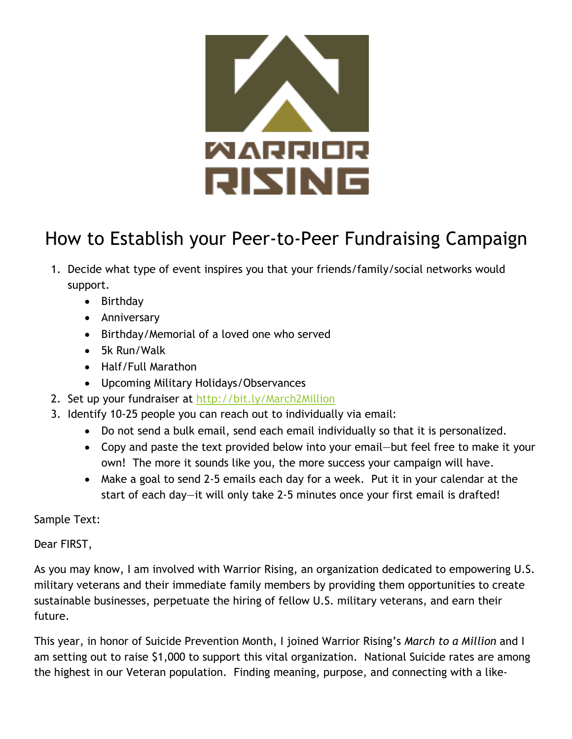# How to Establish your Peer-to-Peer Fundraising Campaign

1. Decide what type of event inspires you that your friends/family/social networks would support.
   - Birthday
   - Anniversary
   - Birthday/Memorial of a loved one who served
   - 5k Run/Walk
   - Half/Full Marathon
   - Upcoming Military Holidays/Observances
2. Set up your fundraiser at http://bit.ly/March2Million
3. Identify 10-25 people you can reach out to individually via email:
   - Do not send a bulk email, send each email individually so that it is personalized.
   - Copy and paste the text provided below into your email—but feel free to make it your own! The more it sounds like you, the more success your campaign will have.
   - Make a goal to send 2-5 emails each day for a week. Put it in your calendar at the start of each day—it will only take 2-5 minutes once your first email is drafted!

Sample Text:

Dear FIRST,

As you may know, I am involved with Warrior Rising, an organization dedicated to empowering U.S. military veterans and their immediate family members by providing them opportunities to create sustainable businesses, perpetuate the hiring of fellow U.S. military veterans, and earn their future.

This year, in honor of Suicide Prevention Month, I joined Warrior Rising's *March to a Million* and I am setting out to raise $1,000 to support this vital organization. National Suicide rates are among the highest in our Veteran population. Finding meaning, purpose, and connecting with a like-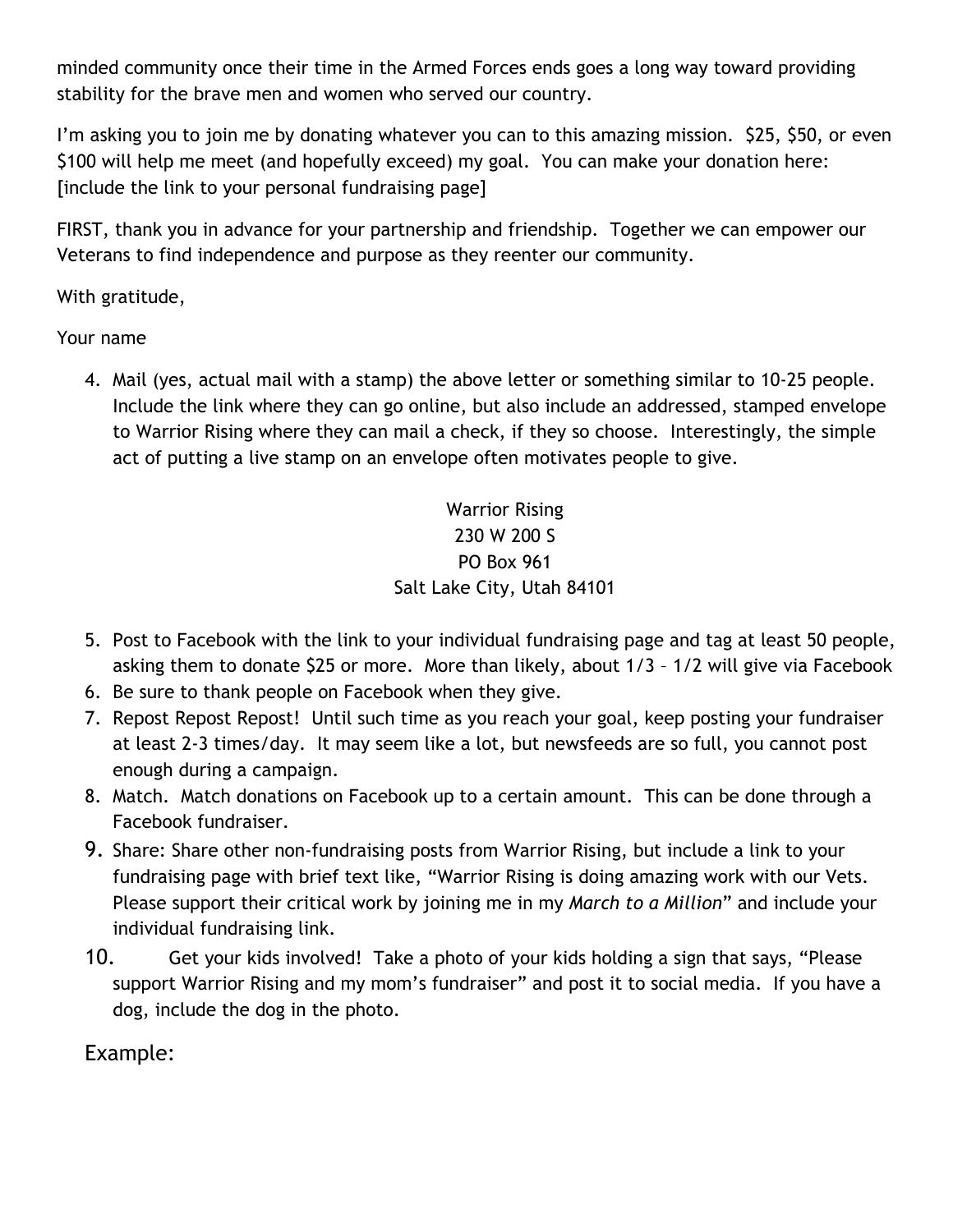minded community once their time in the Armed Forces ends goes a long way toward providing stability for the brave men and women who served our country.

I'm asking you to join me by donating whatever you can to this amazing mission. $25, $50, or even $100 will help me meet (and hopefully exceed) my goal. You can make your donation here: [include the link to your personal fundraising page]

FIRST, thank you in advance for your partnership and friendship. Together we can empower our Veterans to find independence and purpose as they reenter our community.

With gratitude,

Your name

4. Mail (yes, actual mail with a stamp) the above letter or something similar to 10-25 people. Include the link where they can go online, but also include an addressed, stamped envelope to Warrior Rising where they can mail a check, if they so choose. Interestingly, the simple act of putting a live stamp on an envelope often motivates people to give.

Warrior Rising
230 W 200 S
PO Box 961
Salt Lake City, Utah 84101

5. Post to Facebook with the link to your individual fundraising page and tag at least 50 people, asking them to donate $25 or more. More than likely, about 1/3 – 1/2 will give via Facebook
6. Be sure to thank people on Facebook when they give.
7. Repost Repost Repost! Until such time as you reach your goal, keep posting your fundraiser at least 2-3 times/day. It may seem like a lot, but newsfeeds are so full, you cannot post enough during a campaign.
8. Match. Match donations on Facebook up to a certain amount. This can be done through a Facebook fundraiser.
9. Share: Share other non-fundraising posts from Warrior Rising, but include a link to your fundraising page with brief text like, "Warrior Rising is doing amazing work with our Vets. Please support their critical work by joining me in my *March to a Million*" and include your individual fundraising link.
10. Get your kids involved! Take a photo of your kids holding a sign that says, "Please support Warrior Rising and my mom's fundraiser" and post it to social media. If you have a dog, include the dog in the photo.

Example: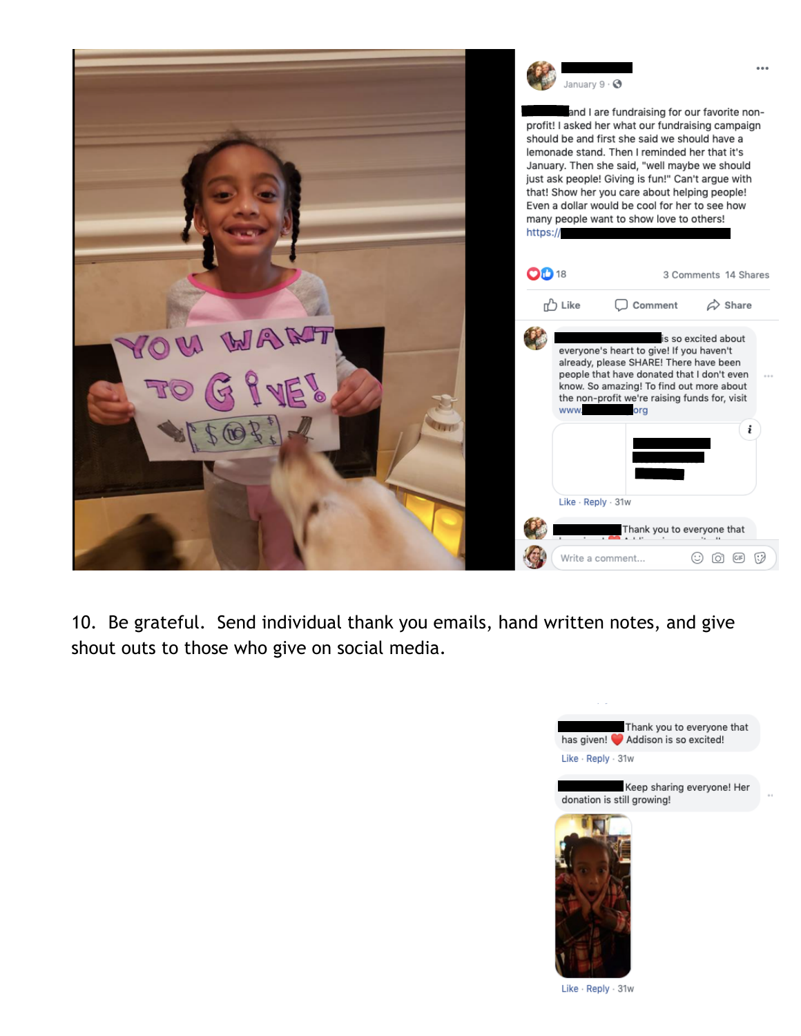10. Be grateful. Send individual thank you emails, hand written notes, and give shout outs to those who give on social media.